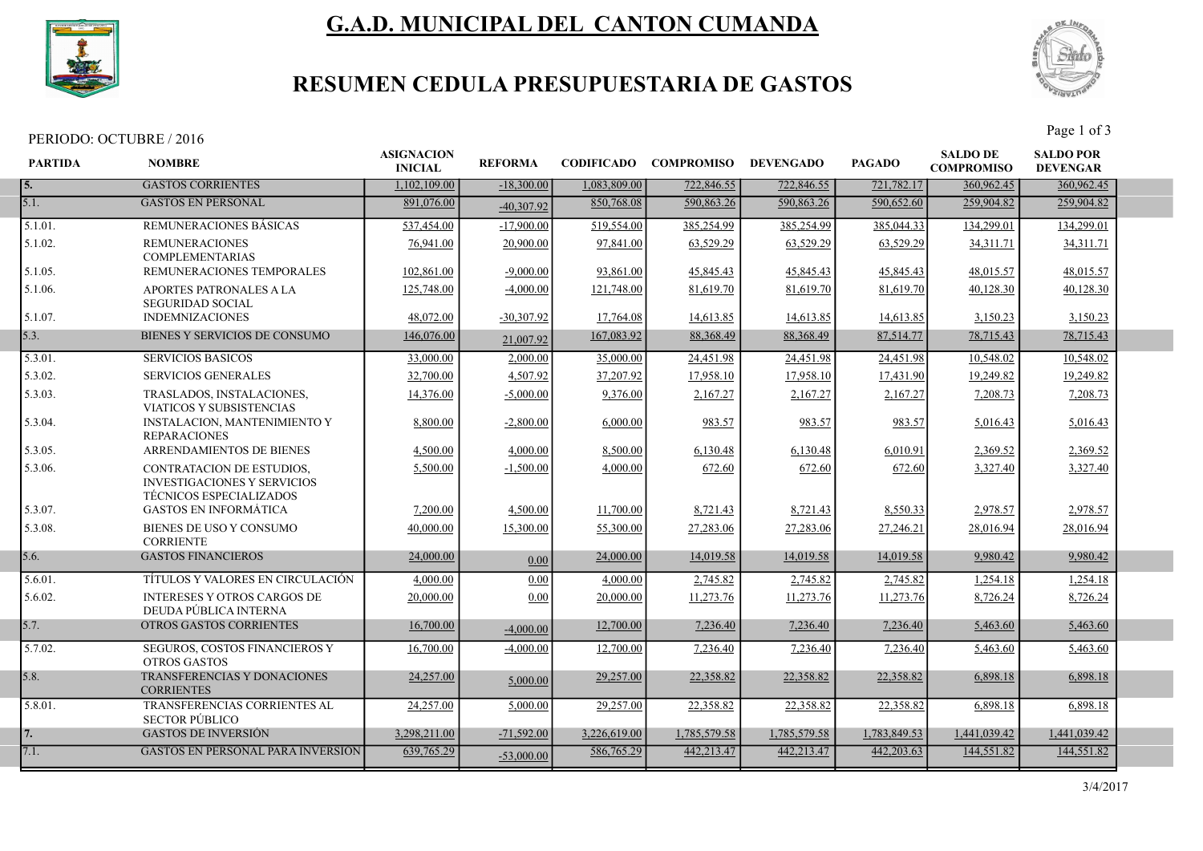# G.A.D. MUNICIPAL DEL CANTON CUMANDA

## RESUMEN CEDULA PRESUPUESTARIA DE GASTOS

PERIODO: OCTUBRE / 2016

| PARTIDA | NOMBRE | ASIGNACION INICIAL | REFORMA | CODIFICADO | COMPROMISO | DEVENGADO | PAGADO | SALDO DE COMPROMISO | SALDO POR DEVENGAR |
|---|---|---|---|---|---|---|---|---|---|
| 5. | GASTOS CORRIENTES | 1,102,109.00 | -18,300.00 | 1,083,809.00 | 722,846.55 | 722,846.55 | 721,782.17 | 360,962.45 | 360,962.45 |
| 5.1. | GASTOS EN PERSONAL | 891,076.00 | -40,307.92 | 850,768.08 | 590,863.26 | 590,863.26 | 590,652.60 | 259,904.82 | 259,904.82 |
| 5.1.01. | REMUNERACIONES BÁSICAS | 537,454.00 | -17,900.00 | 519,554.00 | 385,254.99 | 385,254.99 | 385,044.33 | 134,299.01 | 134,299.01 |
| 5.1.02. | REMUNERACIONES COMPLEMENTARIAS | 76,941.00 | 20,900.00 | 97,841.00 | 63,529.29 | 63,529.29 | 63,529.29 | 34,311.71 | 34,311.71 |
| 5.1.05. | REMUNERACIONES TEMPORALES | 102,861.00 | -9,000.00 | 93,861.00 | 45,845.43 | 45,845.43 | 45,845.43 | 48,015.57 | 48,015.57 |
| 5.1.06. | APORTES PATRONALES A LA SEGURIDAD SOCIAL | 125,748.00 | -4,000.00 | 121,748.00 | 81,619.70 | 81,619.70 | 81,619.70 | 40,128.30 | 40,128.30 |
| 5.1.07. | INDEMNIZACIONES | 48,072.00 | -30,307.92 | 17,764.08 | 14,613.85 | 14,613.85 | 14,613.85 | 3,150.23 | 3,150.23 |
| 5.3. | BIENES Y SERVICIOS DE CONSUMO | 146,076.00 | 21,007.92 | 167,083.92 | 88,368.49 | 88,368.49 | 87,514.77 | 78,715.43 | 78,715.43 |
| 5.3.01. | SERVICIOS BASICOS | 33,000.00 | 2,000.00 | 35,000.00 | 24,451.98 | 24,451.98 | 24,451.98 | 10,548.02 | 10,548.02 |
| 5.3.02. | SERVICIOS GENERALES | 32,700.00 | 4,507.92 | 37,207.92 | 17,958.10 | 17,958.10 | 17,431.90 | 19,249.82 | 19,249.82 |
| 5.3.03. | TRASLADOS, INSTALACIONES, VIATICOS Y SUBSISTENCIAS | 14,376.00 | -5,000.00 | 9,376.00 | 2,167.27 | 2,167.27 | 2,167.27 | 7,208.73 | 7,208.73 |
| 5.3.04. | INSTALACION, MANTENIMIENTO Y REPARACIONES | 8,800.00 | -2,800.00 | 6,000.00 | 983.57 | 983.57 | 983.57 | 5,016.43 | 5,016.43 |
| 5.3.05. | ARRENDAMIENTOS DE BIENES | 4,500.00 | 4,000.00 | 8,500.00 | 6,130.48 | 6,130.48 | 6,010.91 | 2,369.52 | 2,369.52 |
| 5.3.06. | CONTRATACION DE ESTUDIOS, INVESTIGACIONES Y SERVICIOS TÉCNICOS ESPECIALIZADOS | 5,500.00 | -1,500.00 | 4,000.00 | 672.60 | 672.60 | 672.60 | 3,327.40 | 3,327.40 |
| 5.3.07. | GASTOS EN INFORMÁTICA | 7,200.00 | 4,500.00 | 11,700.00 | 8,721.43 | 8,721.43 | 8,550.33 | 2,978.57 | 2,978.57 |
| 5.3.08. | BIENES DE USO Y CONSUMO CORRIENTE | 40,000.00 | 15,300.00 | 55,300.00 | 27,283.06 | 27,283.06 | 27,246.21 | 28,016.94 | 28,016.94 |
| 5.6. | GASTOS FINANCIEROS | 24,000.00 | 0.00 | 24,000.00 | 14,019.58 | 14,019.58 | 14,019.58 | 9,980.42 | 9,980.42 |
| 5.6.01. | TÍTULOS Y VALORES EN CIRCULACIÓN | 4,000.00 | 0.00 | 4,000.00 | 2,745.82 | 2,745.82 | 2,745.82 | 1,254.18 | 1,254.18 |
| 5.6.02. | INTERESES Y OTROS CARGOS DE DEUDA PÚBLICA INTERNA | 20,000.00 | 0.00 | 20,000.00 | 11,273.76 | 11,273.76 | 11,273.76 | 8,726.24 | 8,726.24 |
| 5.7. | OTROS GASTOS CORRIENTES | 16,700.00 | -4,000.00 | 12,700.00 | 7,236.40 | 7,236.40 | 7,236.40 | 5,463.60 | 5,463.60 |
| 5.7.02. | SEGUROS, COSTOS FINANCIEROS Y OTROS GASTOS | 16,700.00 | -4,000.00 | 12,700.00 | 7,236.40 | 7,236.40 | 7,236.40 | 5,463.60 | 5,463.60 |
| 5.8. | TRANSFERENCIAS Y DONACIONES CORRIENTES | 24,257.00 | 5,000.00 | 29,257.00 | 22,358.82 | 22,358.82 | 22,358.82 | 6,898.18 | 6,898.18 |
| 5.8.01. | TRANSFERENCIAS CORRIENTES AL SECTOR PÚBLICO | 24,257.00 | 5,000.00 | 29,257.00 | 22,358.82 | 22,358.82 | 22,358.82 | 6,898.18 | 6,898.18 |
| 7. | GASTOS DE INVERSIÓN | 3,298,211.00 | -71,592.00 | 3,226,619.00 | 1,785,579.58 | 1,785,579.58 | 1,783,849.53 | 1,441,039.42 | 1,441,039.42 |
| 7.1. | GASTOS EN PERSONAL PARA INVERSION | 639,765.29 | -53,000.00 | 586,765.29 | 442,213.47 | 442,213.47 | 442,203.63 | 144,551.82 | 144,551.82 |

3/4/2017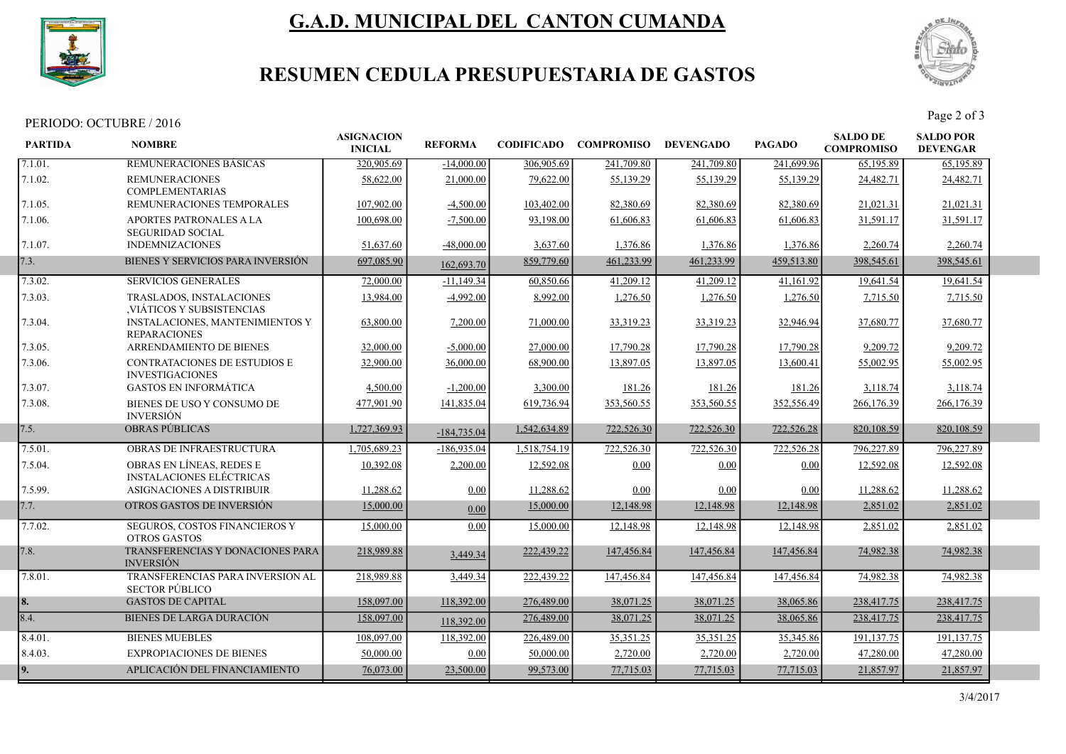# G.A.D. MUNICIPAL DEL CANTON CUMANDA

## RESUMEN CEDULA PRESUPUESTARIA DE GASTOS

PERIODO: OCTUBRE / 2016

| PARTIDA | NOMBRE | ASIGNACION INICIAL | REFORMA | CODIFICADO | COMPROMISO | DEVENGADO | PAGADO | SALDO DE COMPROMISO | SALDO POR DEVENGAR |
|---|---|---|---|---|---|---|---|---|---|
| 7.1.01. | REMUNERACIONES BÁSICAS | 320,905.69 | -14,000.00 | 306,905.69 | 241,709.80 | 241,709.80 | 241,699.96 | 65,195.89 | 65,195.89 |
| 7.1.02. | REMUNERACIONES COMPLEMENTARIAS | 58,622.00 | 21,000.00 | 79,622.00 | 55,139.29 | 55,139.29 | 55,139.29 | 24,482.71 | 24,482.71 |
| 7.1.05. | REMUNERACIONES TEMPORALES | 107,902.00 | -4,500.00 | 103,402.00 | 82,380.69 | 82,380.69 | 82,380.69 | 21,021.31 | 21,021.31 |
| 7.1.06. | APORTES PATRONALES A LA SEGURIDAD SOCIAL | 100,698.00 | -7,500.00 | 93,198.00 | 61,606.83 | 61,606.83 | 61,606.83 | 31,591.17 | 31,591.17 |
| 7.1.07. | INDEMNIZACIONES | 51,637.60 | -48,000.00 | 3,637.60 | 1,376.86 | 1,376.86 | 1,376.86 | 2,260.74 | 2,260.74 |
| 7.3. | BIENES Y SERVICIOS PARA INVERSIÓN | 697,085.90 | 162,693.70 | 859,779.60 | 461,233.99 | 461,233.99 | 459,513.80 | 398,545.61 | 398,545.61 |
| 7.3.02. | SERVICIOS GENERALES | 72,000.00 | -11,149.34 | 60,850.66 | 41,209.12 | 41,209.12 | 41,161.92 | 19,641.54 | 19,641.54 |
| 7.3.03. | TRASLADOS, INSTALACIONES ,VIÁTICOS Y SUBSISTENCIAS | 13,984.00 | -4,992.00 | 8,992.00 | 1,276.50 | 1,276.50 | 1,276.50 | 7,715.50 | 7,715.50 |
| 7.3.04. | INSTALACIONES, MANTENIMIENTOS Y REPARACIONES | 63,800.00 | 7,200.00 | 71,000.00 | 33,319.23 | 33,319.23 | 32,946.94 | 37,680.77 | 37,680.77 |
| 7.3.05. | ARRENDAMIENTO DE BIENES | 32,000.00 | -5,000.00 | 27,000.00 | 17,790.28 | 17,790.28 | 17,790.28 | 9,209.72 | 9,209.72 |
| 7.3.06. | CONTRATACIONES DE ESTUDIOS E INVESTIGACIONES | 32,900.00 | 36,000.00 | 68,900.00 | 13,897.05 | 13,897.05 | 13,600.41 | 55,002.95 | 55,002.95 |
| 7.3.07. | GASTOS EN INFORMÁTICA | 4,500.00 | -1,200.00 | 3,300.00 | 181.26 | 181.26 | 181.26 | 3,118.74 | 3,118.74 |
| 7.3.08. | BIENES DE USO Y CONSUMO DE INVERSIÓN | 477,901.90 | 141,835.04 | 619,736.94 | 353,560.55 | 353,560.55 | 352,556.49 | 266,176.39 | 266,176.39 |
| 7.5. | OBRAS PÚBLICAS | 1,727,369.93 | -184,735.04 | 1,542,634.89 | 722,526.30 | 722,526.30 | 722,526.28 | 820,108.59 | 820,108.59 |
| 7.5.01. | OBRAS DE INFRAESTRUCTURA | 1,705,689.23 | -186,935.04 | 1,518,754.19 | 722,526.30 | 722,526.30 | 722,526.28 | 796,227.89 | 796,227.89 |
| 7.5.04. | OBRAS EN LÍNEAS, REDES E INSTALACIONES ELÉCTRICAS | 10,392.08 | 2,200.00 | 12,592.08 | 0.00 | 0.00 | 0.00 | 12,592.08 | 12,592.08 |
| 7.5.99. | ASIGNACIONES A DISTRIBUIR | 11,288.62 | 0.00 | 11,288.62 | 0.00 | 0.00 | 0.00 | 11,288.62 | 11,288.62 |
| 7.7. | OTROS GASTOS DE INVERSIÓN | 15,000.00 | 0.00 | 15,000.00 | 12,148.98 | 12,148.98 | 12,148.98 | 2,851.02 | 2,851.02 |
| 7.7.02. | SEGUROS, COSTOS FINANCIEROS Y OTROS GASTOS | 15,000.00 | 0.00 | 15,000.00 | 12,148.98 | 12,148.98 | 12,148.98 | 2,851.02 | 2,851.02 |
| 7.8. | TRANSFERENCIAS Y DONACIONES PARA INVERSIÓN | 218,989.88 | 3,449.34 | 222,439.22 | 147,456.84 | 147,456.84 | 147,456.84 | 74,982.38 | 74,982.38 |
| 7.8.01. | TRANSFERENCIAS PARA INVERSION AL SECTOR PÚBLICO | 218,989.88 | 3,449.34 | 222,439.22 | 147,456.84 | 147,456.84 | 147,456.84 | 74,982.38 | 74,982.38 |
| 8. | GASTOS DE CAPITAL | 158,097.00 | 118,392.00 | 276,489.00 | 38,071.25 | 38,071.25 | 38,065.86 | 238,417.75 | 238,417.75 |
| 8.4. | BIENES DE LARGA DURACIÓN | 158,097.00 | 118,392.00 | 276,489.00 | 38,071.25 | 38,071.25 | 38,065.86 | 238,417.75 | 238,417.75 |
| 8.4.01. | BIENES MUEBLES | 108,097.00 | 118,392.00 | 226,489.00 | 35,351.25 | 35,351.25 | 35,345.86 | 191,137.75 | 191,137.75 |
| 8.4.03. | EXPROPIACIONES DE BIENES | 50,000.00 | 0.00 | 50,000.00 | 2,720.00 | 2,720.00 | 2,720.00 | 47,280.00 | 47,280.00 |
| 9. | APLICACIÓN DEL FINANCIAMIENTO | 76,073.00 | 23,500.00 | 99,573.00 | 77,715.03 | 77,715.03 | 77,715.03 | 21,857.97 | 21,857.97 |

3/4/2017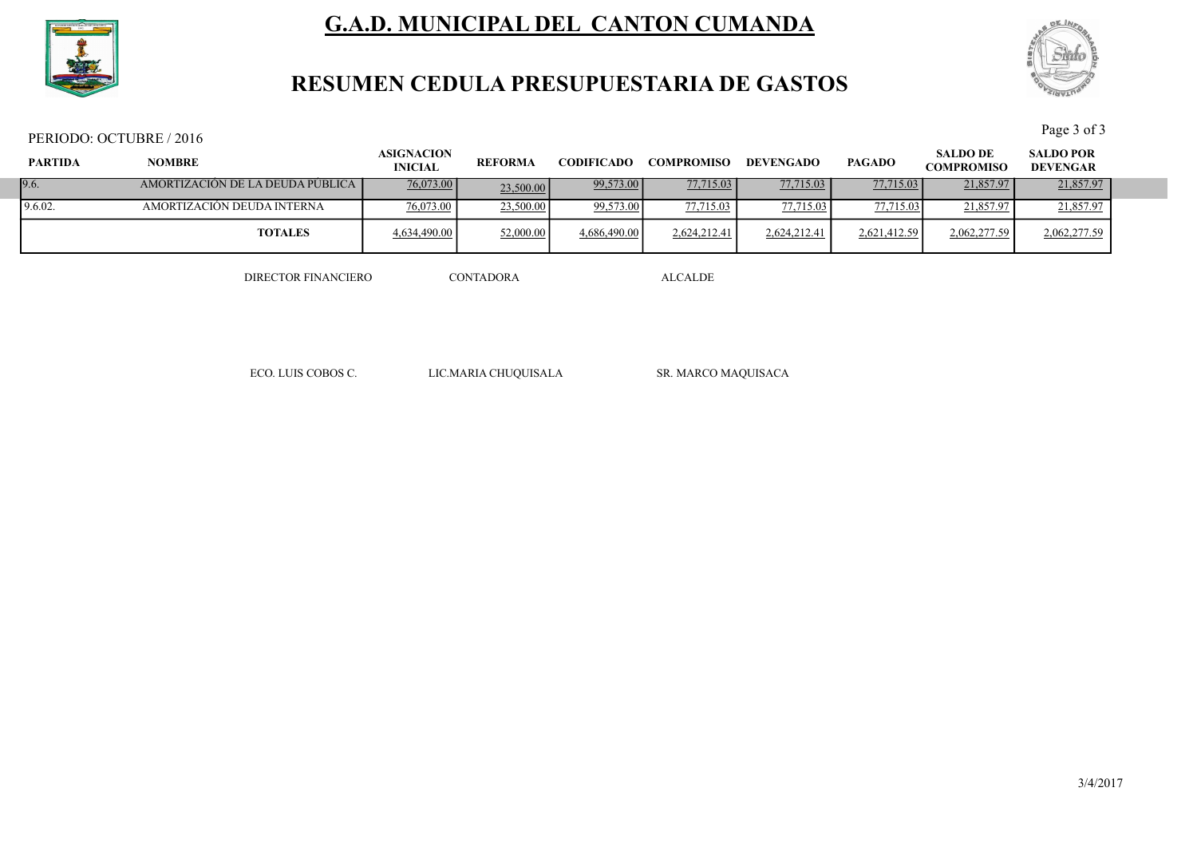# G.A.D. MUNICIPAL DEL CANTON CUMANDA

## RESUMEN CEDULA PRESUPUESTARIA DE GASTOS

PERIODO: OCTUBRE / 2016

| PARTIDA | NOMBRE | ASIGNACION INICIAL | REFORMA | CODIFICADO | COMPROMISO | DEVENGADO | PAGADO | SALDO DE COMPROMISO | SALDO POR DEVENGAR |
|---|---|---|---|---|---|---|---|---|---|
| 9.6. | AMORTIZACIÓN DE LA DEUDA PÚBLICA | 76,073.00 | 23,500.00 | 99,573.00 | 77,715.03 | 77,715.03 | 77,715.03 | 21,857.97 | 21,857.97 |
| 9.6.02. | AMORTIZACIÓN DEUDA INTERNA | 76,073.00 | 23,500.00 | 99,573.00 | 77,715.03 | 77,715.03 | 77,715.03 | 21,857.97 | 21,857.97 |
| | **TOTALES** | 4,634,490.00 | 52,000.00 | 4,686,490.00 | 2,624,212.41 | 2,624,212.41 | 2,621,412.59 | 2,062,277.59 | 2,062,277.59 |

DIRECTOR FINANCIERO — CONTADORA — ALCALDE

ECO. LUIS COBOS C. — LIC.MARIA CHUQUISALA — SR. MARCO MAQUISACA

3/4/2017